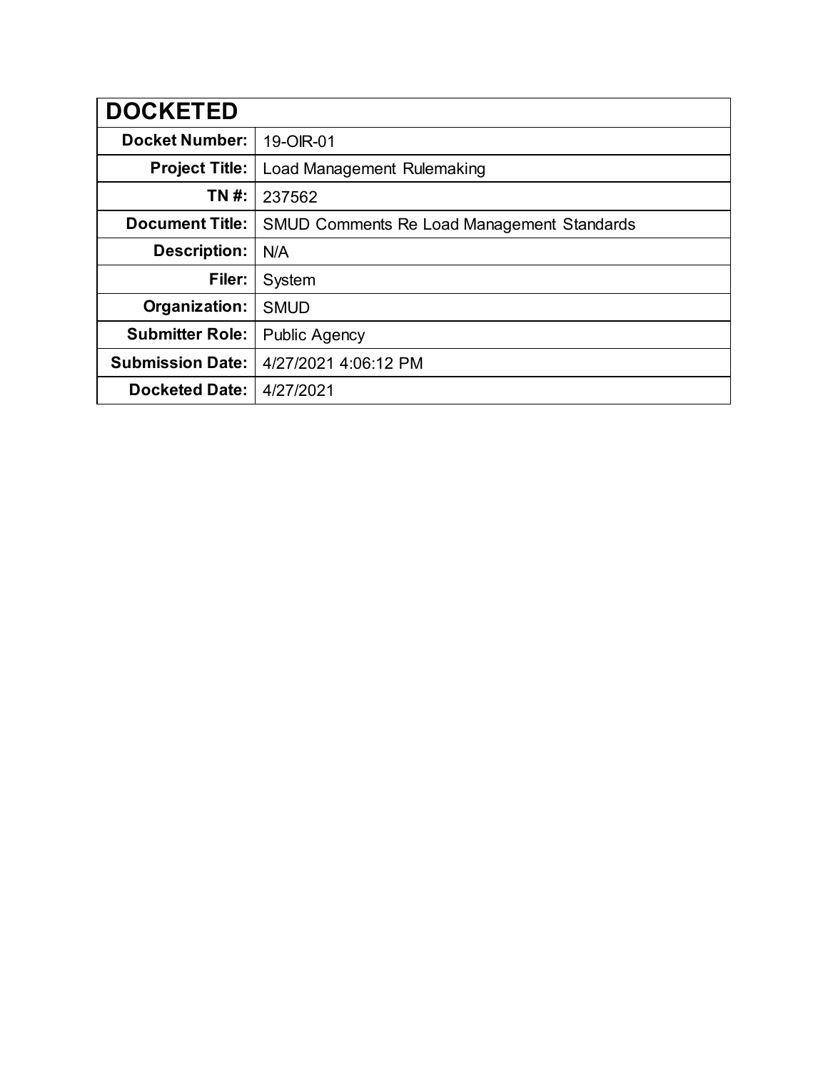| DOCKETED | |
|---|---|
| **Docket Number:** | 19-OIR-01 |
| **Project Title:** | Load Management Rulemaking |
| **TN #:** | 237562 |
| **Document Title:** | SMUD Comments Re Load Management Standards |
| **Description:** | N/A |
| **Filer:** | System |
| **Organization:** | SMUD |
| **Submitter Role:** | Public Agency |
| **Submission Date:** | 4/27/2021 4:06:12 PM |
| **Docketed Date:** | 4/27/2021 |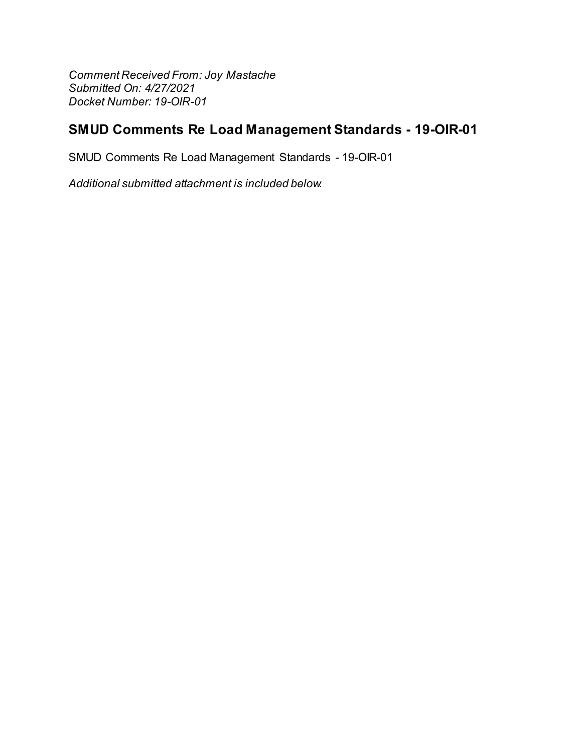*Comment Received From: Joy Mastache*
*Submitted On: 4/27/2021*
*Docket Number: 19-OIR-01*

## SMUD Comments Re Load Management Standards - 19-OIR-01

SMUD Comments Re Load Management Standards - 19-OIR-01

*Additional submitted attachment is included below.*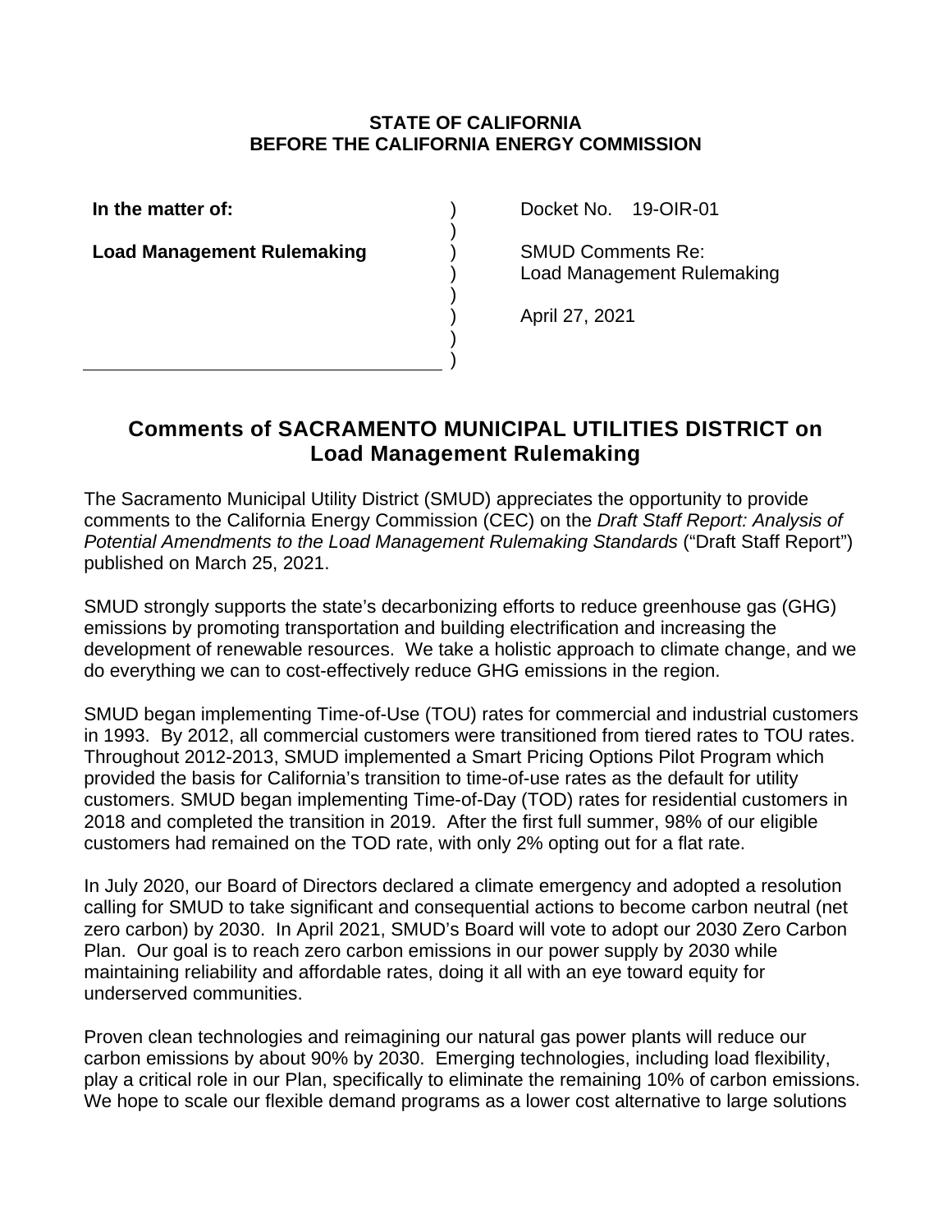**STATE OF CALIFORNIA**
**BEFORE THE CALIFORNIA ENERGY COMMISSION**

| | | |
|---|---|---|
| **In the matter of:** | ) | Docket No. 19-OIR-01 |
| | ) | |
| **Load Management Rulemaking** | ) | SMUD Comments Re: |
| | ) | Load Management Rulemaking |
| | ) | |
| | ) | April 27, 2021 |
| | ) | |
| | ) | |

## Comments of SACRAMENTO MUNICIPAL UTILITIES DISTRICT on Load Management Rulemaking

The Sacramento Municipal Utility District (SMUD) appreciates the opportunity to provide comments to the California Energy Commission (CEC) on the *Draft Staff Report: Analysis of Potential Amendments to the Load Management Rulemaking Standards* ("Draft Staff Report") published on March 25, 2021.

SMUD strongly supports the state's decarbonizing efforts to reduce greenhouse gas (GHG) emissions by promoting transportation and building electrification and increasing the development of renewable resources. We take a holistic approach to climate change, and we do everything we can to cost-effectively reduce GHG emissions in the region.

SMUD began implementing Time-of-Use (TOU) rates for commercial and industrial customers in 1993. By 2012, all commercial customers were transitioned from tiered rates to TOU rates. Throughout 2012-2013, SMUD implemented a Smart Pricing Options Pilot Program which provided the basis for California's transition to time-of-use rates as the default for utility customers. SMUD began implementing Time-of-Day (TOD) rates for residential customers in 2018 and completed the transition in 2019. After the first full summer, 98% of our eligible customers had remained on the TOD rate, with only 2% opting out for a flat rate.

In July 2020, our Board of Directors declared a climate emergency and adopted a resolution calling for SMUD to take significant and consequential actions to become carbon neutral (net zero carbon) by 2030. In April 2021, SMUD's Board will vote to adopt our 2030 Zero Carbon Plan. Our goal is to reach zero carbon emissions in our power supply by 2030 while maintaining reliability and affordable rates, doing it all with an eye toward equity for underserved communities.

Proven clean technologies and reimagining our natural gas power plants will reduce our carbon emissions by about 90% by 2030. Emerging technologies, including load flexibility, play a critical role in our Plan, specifically to eliminate the remaining 10% of carbon emissions. We hope to scale our flexible demand programs as a lower cost alternative to large solutions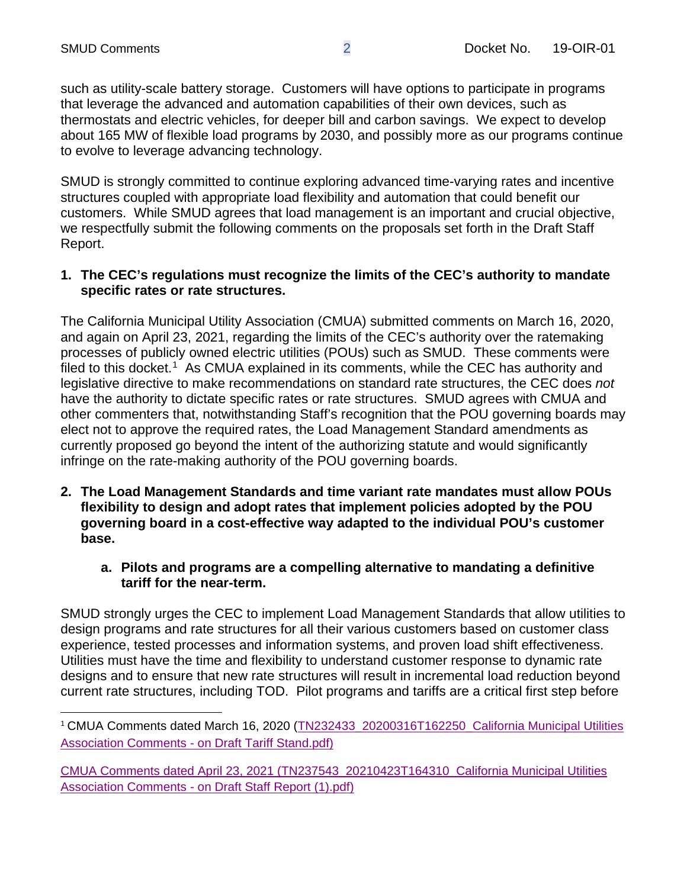such as utility-scale battery storage. Customers will have options to participate in programs that leverage the advanced and automation capabilities of their own devices, such as thermostats and electric vehicles, for deeper bill and carbon savings. We expect to develop about 165 MW of flexible load programs by 2030, and possibly more as our programs continue to evolve to leverage advancing technology.

SMUD is strongly committed to continue exploring advanced time-varying rates and incentive structures coupled with appropriate load flexibility and automation that could benefit our customers. While SMUD agrees that load management is an important and crucial objective, we respectfully submit the following comments on the proposals set forth in the Draft Staff Report.

**1. The CEC's regulations must recognize the limits of the CEC's authority to mandate specific rates or rate structures.**

The California Municipal Utility Association (CMUA) submitted comments on March 16, 2020, and again on April 23, 2021, regarding the limits of the CEC's authority over the ratemaking processes of publicly owned electric utilities (POUs) such as SMUD. These comments were filed to this docket.[1] As CMUA explained in its comments, while the CEC has authority and legislative directive to make recommendations on standard rate structures, the CEC does *not* have the authority to dictate specific rates or rate structures. SMUD agrees with CMUA and other commenters that, notwithstanding Staff's recognition that the POU governing boards may elect not to approve the required rates, the Load Management Standard amendments as currently proposed go beyond the intent of the authorizing statute and would significantly infringe on the rate-making authority of the POU governing boards.

**2. The Load Management Standards and time variant rate mandates must allow POUs flexibility to design and adopt rates that implement policies adopted by the POU governing board in a cost-effective way adapted to the individual POU's customer base.**

**a. Pilots and programs are a compelling alternative to mandating a definitive tariff for the near-term.**

SMUD strongly urges the CEC to implement Load Management Standards that allow utilities to design programs and rate structures for all their various customers based on customer class experience, tested processes and information systems, and proven load shift effectiveness. Utilities must have the time and flexibility to understand customer response to dynamic rate designs and to ensure that new rate structures will result in incremental load reduction beyond current rate structures, including TOD. Pilot programs and tariffs are a critical first step before

---

[1] CMUA Comments dated March 16, 2020 (TN232433_20200316T162250_California Municipal Utilities Association Comments - on Draft Tariff Stand.pdf)

CMUA Comments dated April 23, 2021 (TN237543_20210423T164310_California Municipal Utilities Association Comments - on Draft Staff Report (1).pdf)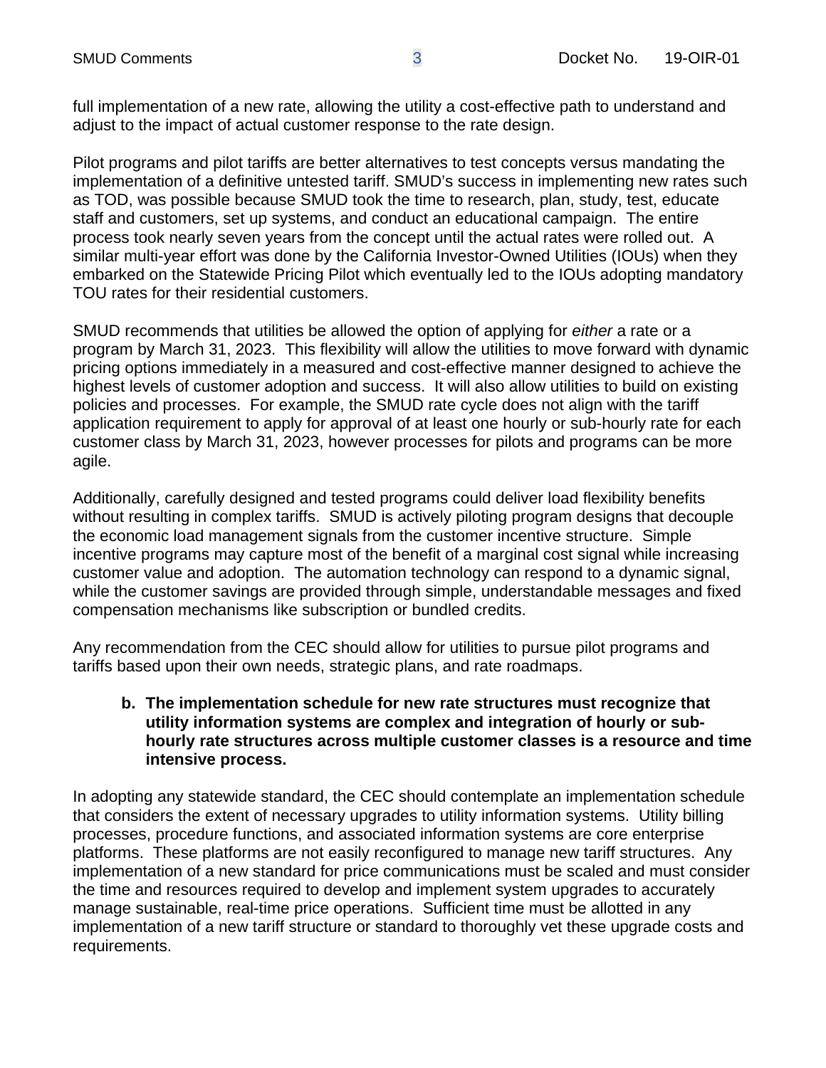full implementation of a new rate, allowing the utility a cost-effective path to understand and adjust to the impact of actual customer response to the rate design.

Pilot programs and pilot tariffs are better alternatives to test concepts versus mandating the implementation of a definitive untested tariff. SMUD's success in implementing new rates such as TOD, was possible because SMUD took the time to research, plan, study, test, educate staff and customers, set up systems, and conduct an educational campaign. The entire process took nearly seven years from the concept until the actual rates were rolled out. A similar multi-year effort was done by the California Investor-Owned Utilities (IOUs) when they embarked on the Statewide Pricing Pilot which eventually led to the IOUs adopting mandatory TOU rates for their residential customers.

SMUD recommends that utilities be allowed the option of applying for *either* a rate or a program by March 31, 2023. This flexibility will allow the utilities to move forward with dynamic pricing options immediately in a measured and cost-effective manner designed to achieve the highest levels of customer adoption and success. It will also allow utilities to build on existing policies and processes. For example, the SMUD rate cycle does not align with the tariff application requirement to apply for approval of at least one hourly or sub-hourly rate for each customer class by March 31, 2023, however processes for pilots and programs can be more agile.

Additionally, carefully designed and tested programs could deliver load flexibility benefits without resulting in complex tariffs. SMUD is actively piloting program designs that decouple the economic load management signals from the customer incentive structure. Simple incentive programs may capture most of the benefit of a marginal cost signal while increasing customer value and adoption. The automation technology can respond to a dynamic signal, while the customer savings are provided through simple, understandable messages and fixed compensation mechanisms like subscription or bundled credits.

Any recommendation from the CEC should allow for utilities to pursue pilot programs and tariffs based upon their own needs, strategic plans, and rate roadmaps.

**b. The implementation schedule for new rate structures must recognize that utility information systems are complex and integration of hourly or sub-hourly rate structures across multiple customer classes is a resource and time intensive process.**

In adopting any statewide standard, the CEC should contemplate an implementation schedule that considers the extent of necessary upgrades to utility information systems. Utility billing processes, procedure functions, and associated information systems are core enterprise platforms. These platforms are not easily reconfigured to manage new tariff structures. Any implementation of a new standard for price communications must be scaled and must consider the time and resources required to develop and implement system upgrades to accurately manage sustainable, real-time price operations. Sufficient time must be allotted in any implementation of a new tariff structure or standard to thoroughly vet these upgrade costs and requirements.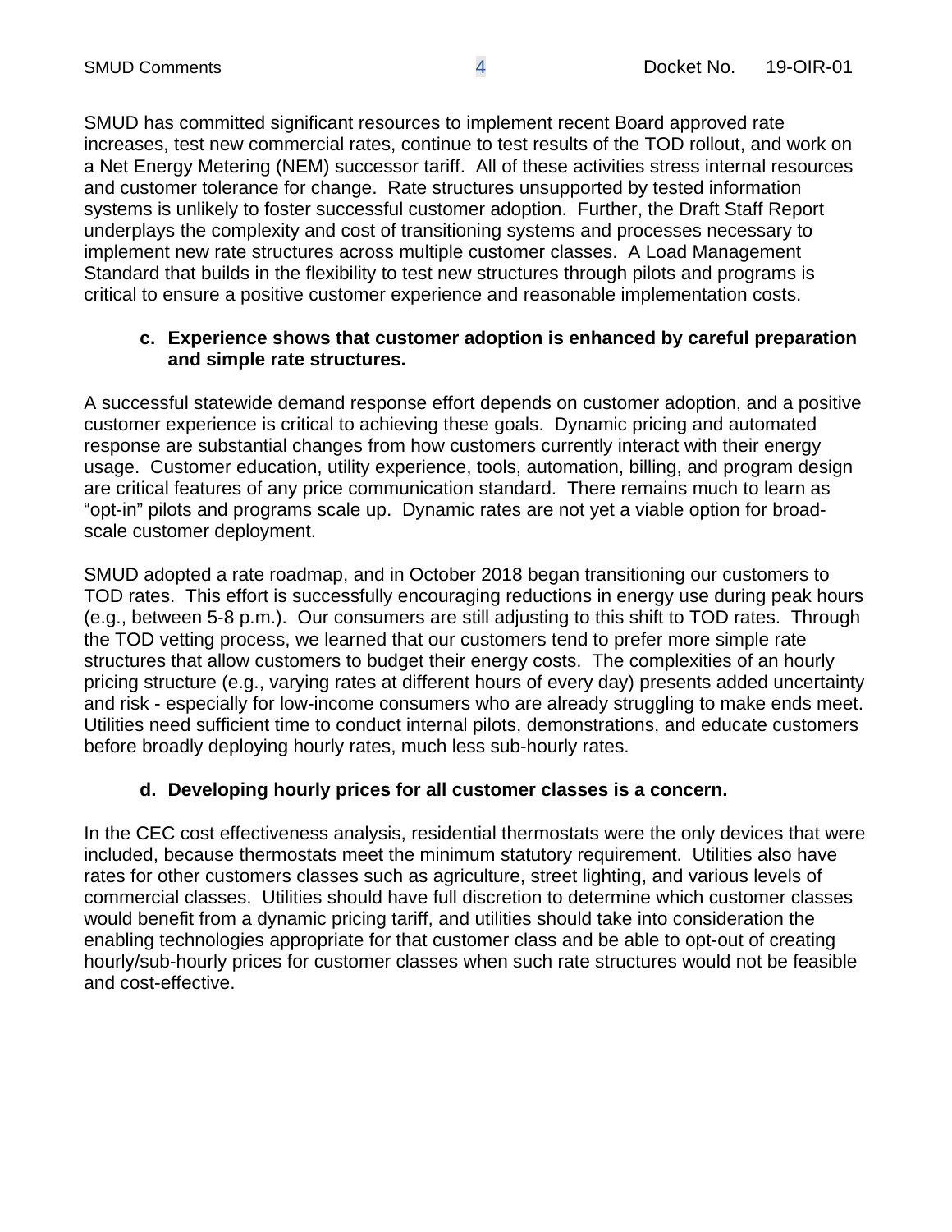SMUD has committed significant resources to implement recent Board approved rate increases, test new commercial rates, continue to test results of the TOD rollout, and work on a Net Energy Metering (NEM) successor tariff. All of these activities stress internal resources and customer tolerance for change. Rate structures unsupported by tested information systems is unlikely to foster successful customer adoption. Further, the Draft Staff Report underplays the complexity and cost of transitioning systems and processes necessary to implement new rate structures across multiple customer classes. A Load Management Standard that builds in the flexibility to test new structures through pilots and programs is critical to ensure a positive customer experience and reasonable implementation costs.

**c. Experience shows that customer adoption is enhanced by careful preparation and simple rate structures.**

A successful statewide demand response effort depends on customer adoption, and a positive customer experience is critical to achieving these goals. Dynamic pricing and automated response are substantial changes from how customers currently interact with their energy usage. Customer education, utility experience, tools, automation, billing, and program design are critical features of any price communication standard. There remains much to learn as "opt-in" pilots and programs scale up. Dynamic rates are not yet a viable option for broad-scale customer deployment.

SMUD adopted a rate roadmap, and in October 2018 began transitioning our customers to TOD rates. This effort is successfully encouraging reductions in energy use during peak hours (e.g., between 5-8 p.m.). Our consumers are still adjusting to this shift to TOD rates. Through the TOD vetting process, we learned that our customers tend to prefer more simple rate structures that allow customers to budget their energy costs. The complexities of an hourly pricing structure (e.g., varying rates at different hours of every day) presents added uncertainty and risk - especially for low-income consumers who are already struggling to make ends meet. Utilities need sufficient time to conduct internal pilots, demonstrations, and educate customers before broadly deploying hourly rates, much less sub-hourly rates.

**d. Developing hourly prices for all customer classes is a concern.**

In the CEC cost effectiveness analysis, residential thermostats were the only devices that were included, because thermostats meet the minimum statutory requirement. Utilities also have rates for other customers classes such as agriculture, street lighting, and various levels of commercial classes. Utilities should have full discretion to determine which customer classes would benefit from a dynamic pricing tariff, and utilities should take into consideration the enabling technologies appropriate for that customer class and be able to opt-out of creating hourly/sub-hourly prices for customer classes when such rate structures would not be feasible and cost-effective.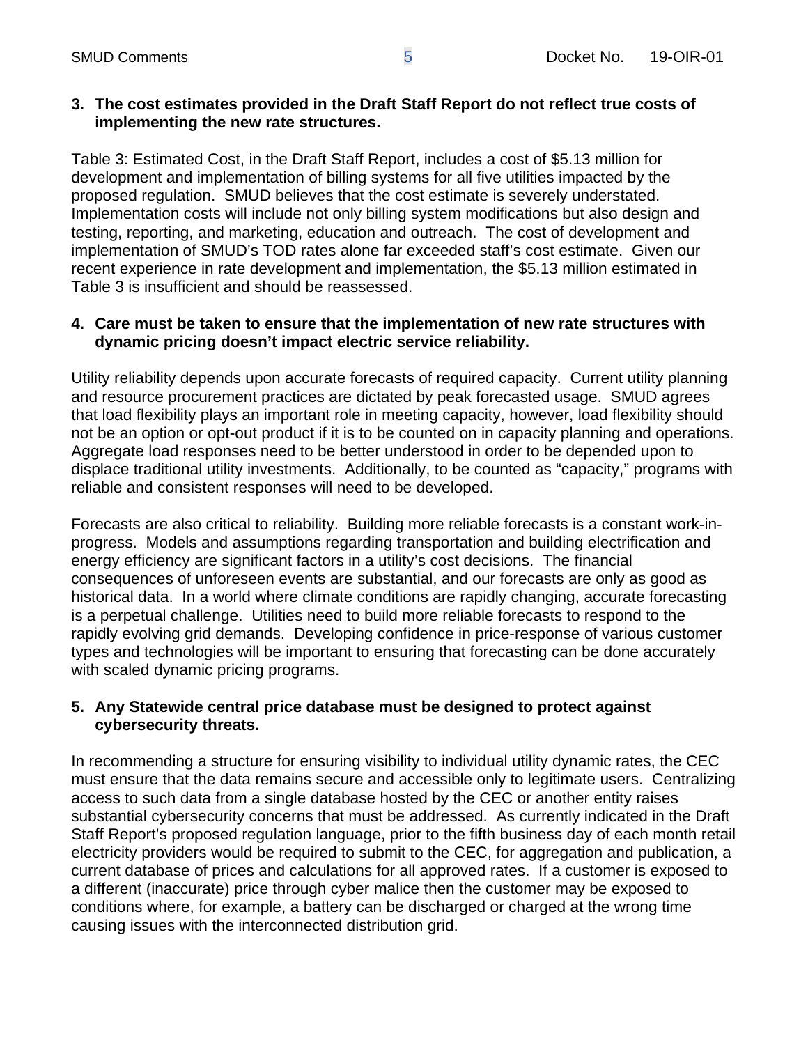**3. The cost estimates provided in the Draft Staff Report do not reflect true costs of implementing the new rate structures.**

Table 3: Estimated Cost, in the Draft Staff Report, includes a cost of $5.13 million for development and implementation of billing systems for all five utilities impacted by the proposed regulation. SMUD believes that the cost estimate is severely understated. Implementation costs will include not only billing system modifications but also design and testing, reporting, and marketing, education and outreach. The cost of development and implementation of SMUD's TOD rates alone far exceeded staff's cost estimate. Given our recent experience in rate development and implementation, the $5.13 million estimated in Table 3 is insufficient and should be reassessed.

**4. Care must be taken to ensure that the implementation of new rate structures with dynamic pricing doesn't impact electric service reliability.**

Utility reliability depends upon accurate forecasts of required capacity. Current utility planning and resource procurement practices are dictated by peak forecasted usage. SMUD agrees that load flexibility plays an important role in meeting capacity, however, load flexibility should not be an option or opt-out product if it is to be counted on in capacity planning and operations. Aggregate load responses need to be better understood in order to be depended upon to displace traditional utility investments. Additionally, to be counted as "capacity," programs with reliable and consistent responses will need to be developed.

Forecasts are also critical to reliability. Building more reliable forecasts is a constant work-in-progress. Models and assumptions regarding transportation and building electrification and energy efficiency are significant factors in a utility's cost decisions. The financial consequences of unforeseen events are substantial, and our forecasts are only as good as historical data. In a world where climate conditions are rapidly changing, accurate forecasting is a perpetual challenge. Utilities need to build more reliable forecasts to respond to the rapidly evolving grid demands. Developing confidence in price-response of various customer types and technologies will be important to ensuring that forecasting can be done accurately with scaled dynamic pricing programs.

**5. Any Statewide central price database must be designed to protect against cybersecurity threats.**

In recommending a structure for ensuring visibility to individual utility dynamic rates, the CEC must ensure that the data remains secure and accessible only to legitimate users. Centralizing access to such data from a single database hosted by the CEC or another entity raises substantial cybersecurity concerns that must be addressed. As currently indicated in the Draft Staff Report's proposed regulation language, prior to the fifth business day of each month retail electricity providers would be required to submit to the CEC, for aggregation and publication, a current database of prices and calculations for all approved rates. If a customer is exposed to a different (inaccurate) price through cyber malice then the customer may be exposed to conditions where, for example, a battery can be discharged or charged at the wrong time causing issues with the interconnected distribution grid.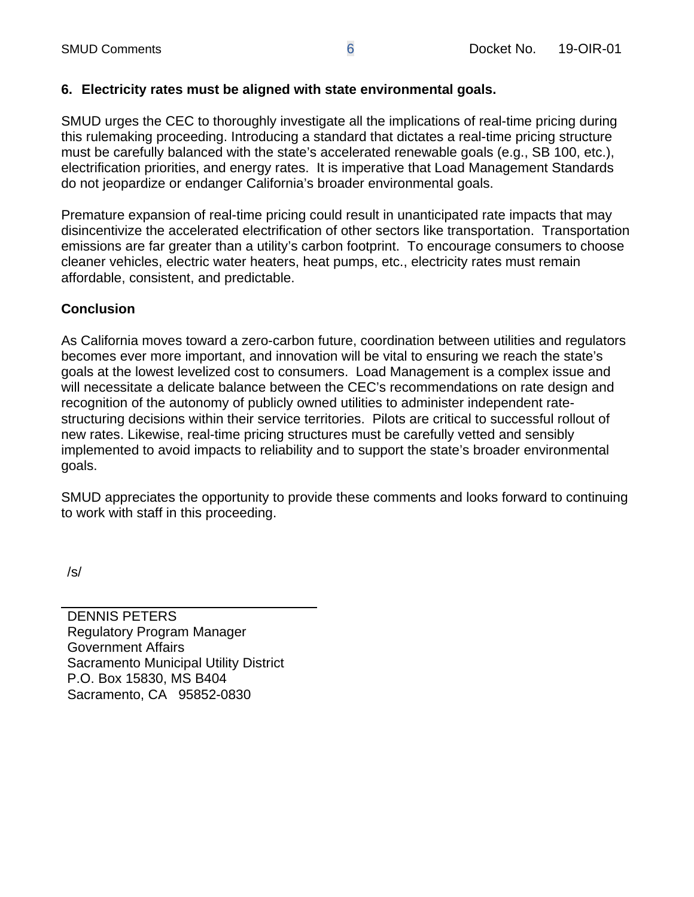**6. Electricity rates must be aligned with state environmental goals.**

SMUD urges the CEC to thoroughly investigate all the implications of real-time pricing during this rulemaking proceeding. Introducing a standard that dictates a real-time pricing structure must be carefully balanced with the state's accelerated renewable goals (e.g., SB 100, etc.), electrification priorities, and energy rates. It is imperative that Load Management Standards do not jeopardize or endanger California's broader environmental goals.

Premature expansion of real-time pricing could result in unanticipated rate impacts that may disincentivize the accelerated electrification of other sectors like transportation. Transportation emissions are far greater than a utility's carbon footprint. To encourage consumers to choose cleaner vehicles, electric water heaters, heat pumps, etc., electricity rates must remain affordable, consistent, and predictable.

**Conclusion**

As California moves toward a zero-carbon future, coordination between utilities and regulators becomes ever more important, and innovation will be vital to ensuring we reach the state's goals at the lowest levelized cost to consumers. Load Management is a complex issue and will necessitate a delicate balance between the CEC's recommendations on rate design and recognition of the autonomy of publicly owned utilities to administer independent rate-structuring decisions within their service territories. Pilots are critical to successful rollout of new rates. Likewise, real-time pricing structures must be carefully vetted and sensibly implemented to avoid impacts to reliability and to support the state's broader environmental goals.

SMUD appreciates the opportunity to provide these comments and looks forward to continuing to work with staff in this proceeding.

/s/

DENNIS PETERS
Regulatory Program Manager
Government Affairs
Sacramento Municipal Utility District
P.O. Box 15830, MS B404
Sacramento, CA 95852-0830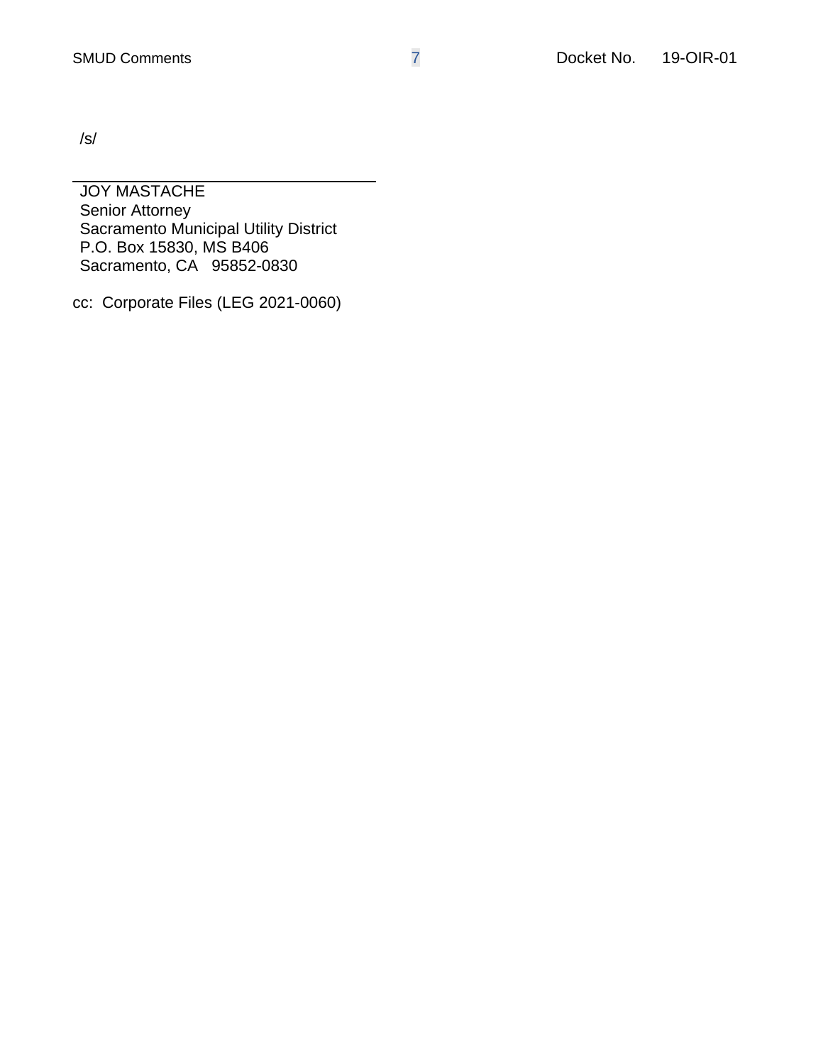/s/

JOY MASTACHE
Senior Attorney
Sacramento Municipal Utility District
P.O. Box 15830, MS B406
Sacramento, CA 95852-0830

cc: Corporate Files (LEG 2021-0060)